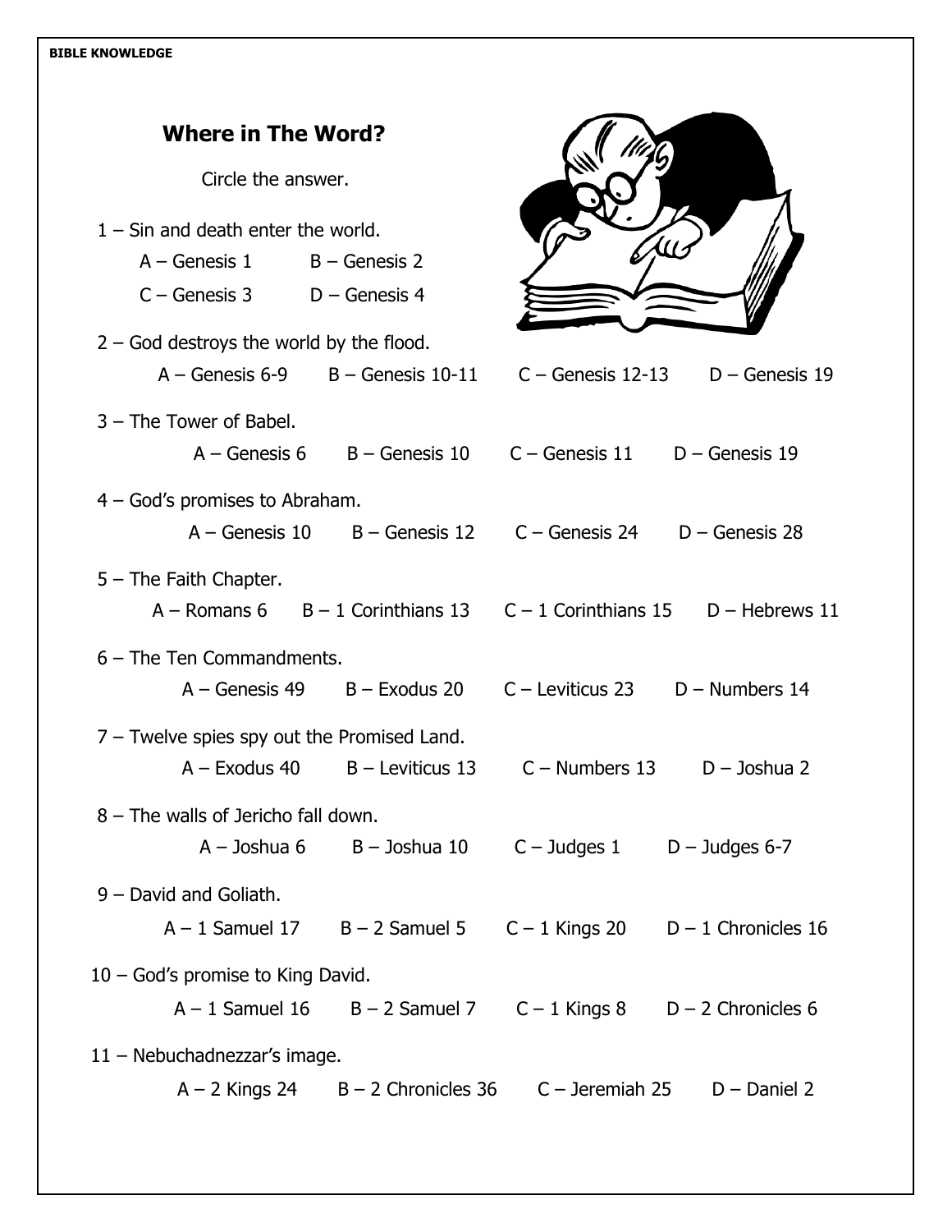BIBLE KNOWLEDGE

## Where in The Word?

Circle the answer.

1 – Sin and death enter the world.

A – Genesis 1 B – Genesis 2

C – Genesis 3 D – Genesis 4

2 – God destroys the world by the flood.

A – Genesis 6-9 B – Genesis 10-11 C – Genesis 12-13 D – Genesis 19

3 – The Tower of Babel.

A – Genesis 6 B – Genesis 10 C – Genesis 11 D – Genesis 19

4 – God's promises to Abraham.

A – Genesis 10 B – Genesis 12 C – Genesis 24 D – Genesis 28

5 – The Faith Chapter.

A – Romans 6 B – 1 Corinthians 13 C – 1 Corinthians 15 D – Hebrews 11

6 – The Ten Commandments.

A – Genesis 49 B – Exodus 20 C – Leviticus 23 D – Numbers 14

7 – Twelve spies spy out the Promised Land.

A – Exodus 40 B – Leviticus 13 C – Numbers 13 D – Joshua 2

8 – The walls of Jericho fall down.

A – Joshua 6 B – Joshua 10 C – Judges 1 D – Judges 6-7

9 – David and Goliath.

A – 1 Samuel 17 B – 2 Samuel 5 C – 1 Kings 20 D – 1 Chronicles 16

10 – God's promise to King David.

A – 1 Samuel 16 B – 2 Samuel 7 C – 1 Kings 8 D – 2 Chronicles 6

11 – Nebuchadnezzar's image.

A – 2 Kings 24 B – 2 Chronicles 36 C – Jeremiah 25 D – Daniel 2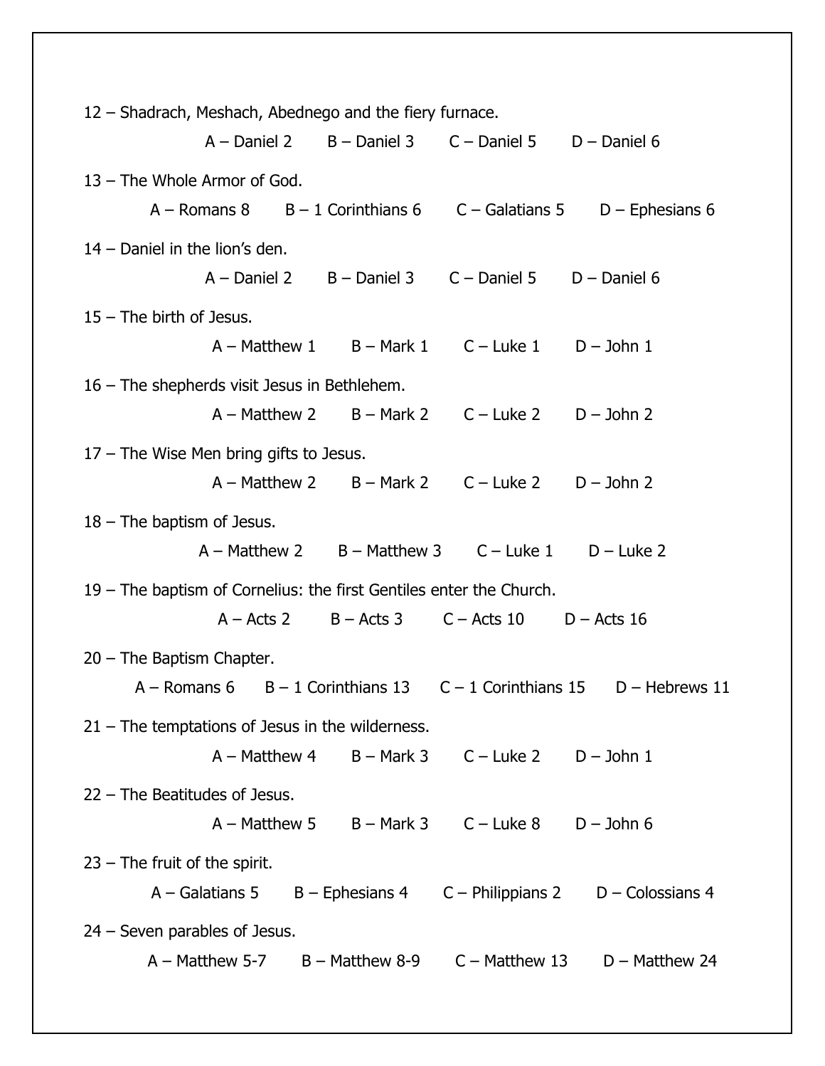12 – Shadrach, Meshach, Abednego and the fiery furnace.

A – Daniel 2  B – Daniel 3  C – Daniel 5  D – Daniel 6

13 – The Whole Armor of God.

A – Romans 8  B – 1 Corinthians 6  C – Galatians 5  D – Ephesians 6

14 – Daniel in the lion's den.

A – Daniel 2  B – Daniel 3  C – Daniel 5  D – Daniel 6

15 – The birth of Jesus.

A – Matthew 1  B – Mark 1  C – Luke 1  D – John 1

16 – The shepherds visit Jesus in Bethlehem.

A – Matthew 2  B – Mark 2  C – Luke 2  D – John 2

17 – The Wise Men bring gifts to Jesus.

A – Matthew 2  B – Mark 2  C – Luke 2  D – John 2

18 – The baptism of Jesus.

A – Matthew 2  B – Matthew 3  C – Luke 1  D – Luke 2

19 – The baptism of Cornelius: the first Gentiles enter the Church.

A – Acts 2  B – Acts 3  C – Acts 10  D – Acts 16

20 – The Baptism Chapter.

A – Romans 6  B – 1 Corinthians 13  C – 1 Corinthians 15  D – Hebrews 11

21 – The temptations of Jesus in the wilderness.

A – Matthew 4  B – Mark 3  C – Luke 2  D – John 1

22 – The Beatitudes of Jesus.

A – Matthew 5  B – Mark 3  C – Luke 8  D – John 6

23 – The fruit of the spirit.

A – Galatians 5  B – Ephesians 4  C – Philippians 2  D – Colossians 4

24 – Seven parables of Jesus.

A – Matthew 5-7  B – Matthew 8-9  C – Matthew 13  D – Matthew 24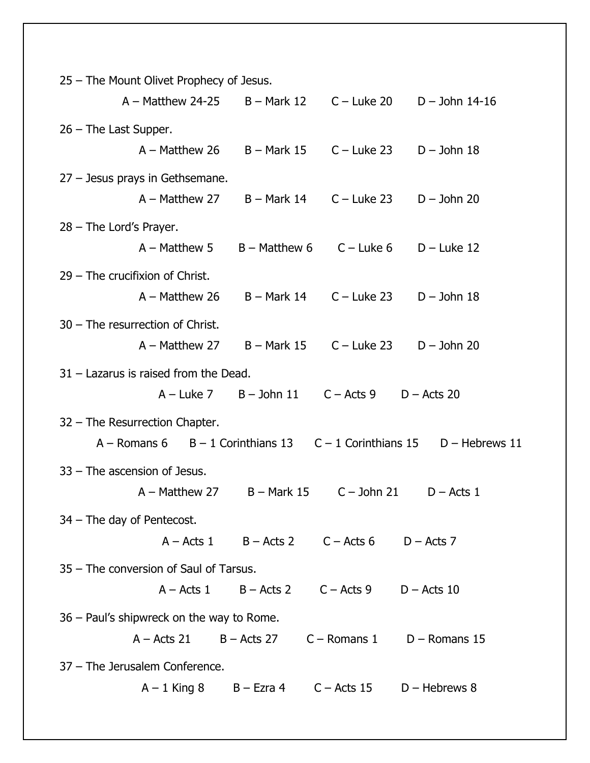25 – The Mount Olivet Prophecy of Jesus.

A – Matthew 24-25    B – Mark 12    C – Luke 20    D – John 14-16

26 – The Last Supper.

A – Matthew 26    B – Mark 15    C – Luke 23    D – John 18

27 – Jesus prays in Gethsemane.

A – Matthew 27    B – Mark 14    C – Luke 23    D – John 20

28 – The Lord's Prayer.

A – Matthew 5    B – Matthew 6    C – Luke 6    D – Luke 12

29 – The crucifixion of Christ.

A – Matthew 26    B – Mark 14    C – Luke 23    D – John 18

30 – The resurrection of Christ.

A – Matthew 27    B – Mark 15    C – Luke 23    D – John 20

31 – Lazarus is raised from the Dead.

A – Luke 7    B – John 11    C – Acts 9    D – Acts 20

32 – The Resurrection Chapter.

A – Romans 6    B – 1 Corinthians 13    C – 1 Corinthians 15    D – Hebrews 11

33 – The ascension of Jesus.

A – Matthew 27    B – Mark 15    C – John 21    D – Acts 1

34 – The day of Pentecost.

A – Acts 1    B – Acts 2    C – Acts 6    D – Acts 7

35 – The conversion of Saul of Tarsus.

A – Acts 1    B – Acts 2    C – Acts 9    D – Acts 10

36 – Paul's shipwreck on the way to Rome.

A – Acts 21    B – Acts 27    C – Romans 1    D – Romans 15

37 – The Jerusalem Conference.

A – 1 King 8    B – Ezra 4    C – Acts 15    D – Hebrews 8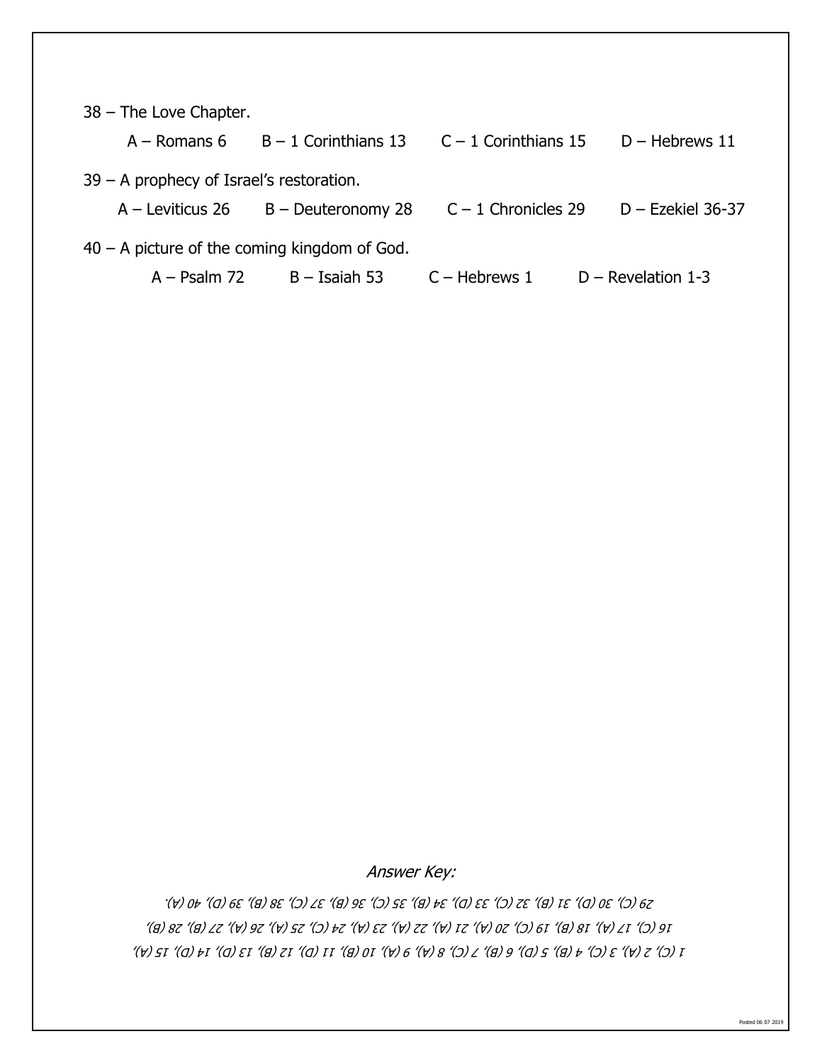38 – The Love Chapter.

A – Romans 6　　B – 1 Corinthians 13　　C – 1 Corinthians 15　　D – Hebrews 11

39 – A prophecy of Israel's restoration.

A – Leviticus 26　　B – Deuteronomy 28　　C – 1 Chronicles 29　　D – Ezekiel 36-37

40 – A picture of the coming kingdom of God.

A – Psalm 72　　B – Isaiah 53　　C – Hebrews 1　　D – Revelation 1-3

*Answer Key:*

*1 (C), 2 (A), 3 (C), 4 (B), 5 (D), 6 (B), 7 (C), 8 (A), 9 (A), 10 (B), 11 (D), 12 (B), 13 (D), 14 (D), 15 (A),*
*16 (C), 17 (A), 18 (B), 19 (C), 20 (A), 21 (A), 22 (A), 23 (A), 24 (C), 25 (A), 26 (A), 27 (B), 28 (B),*
*29 (C), 30 (D), 31 (B), 32 (C), 33 (D), 34 (B), 35 (C), 36 (B), 37 (C), 38 (B), 39 (D), 40 (A).*